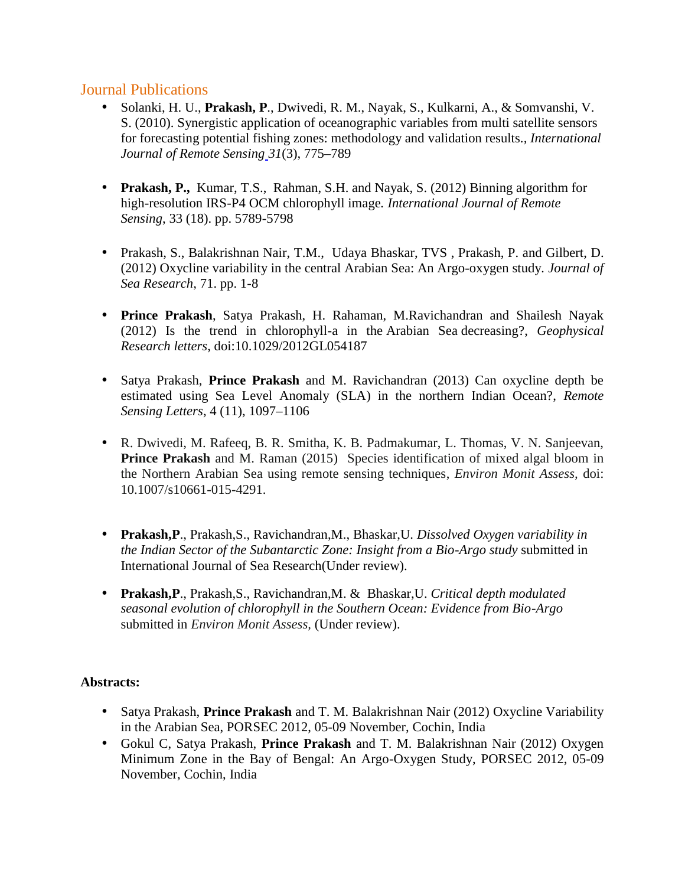## Journal Publications

- Solanki, H. U., **Prakash, P**., Dwivedi, R. M., Nayak, S., Kulkarni, A., & Somvanshi, V. S. (2010). Synergistic application of oceanographic variables from multi satellite sensors for forecasting potential fishing zones: methodology and validation results., *International Journal of Remote Sensing 31*(3), 775–789

- **Prakash, P.,** Kumar, T.S., Rahman, S.H. and Nayak, S. (2012) Binning algorithm for high-resolution IRS-P4 OCM chlorophyll image. *International Journal of Remote Sensing*, 33 (18). pp. 5789-5798

- Prakash, S., Balakrishnan Nair, T.M., Udaya Bhaskar, TVS , Prakash, P. and Gilbert, D. (2012) Oxycline variability in the central Arabian Sea: An Argo-oxygen study. *Journal of Sea Research*, 71. pp. 1-8

- **Prince Prakash**, Satya Prakash, H. Rahaman, M.Ravichandran and Shailesh Nayak (2012) Is the trend in chlorophyll-a in the Arabian Sea decreasing?, *Geophysical Research letters*, doi:10.1029/2012GL054187

- Satya Prakash, **Prince Prakash** and M. Ravichandran (2013) Can oxycline depth be estimated using Sea Level Anomaly (SLA) in the northern Indian Ocean?, *Remote Sensing Letters*, 4 (11), 1097–1106

- R. Dwivedi, M. Rafeeq, B. R. Smitha, K. B. Padmakumar, L. Thomas, V. N. Sanjeevan, **Prince Prakash** and M. Raman (2015) Species identification of mixed algal bloom in the Northern Arabian Sea using remote sensing techniques, *Environ Monit Assess*, doi: 10.1007/s10661-015-4291.

- **Prakash,P**., Prakash,S., Ravichandran,M., Bhaskar,U. *Dissolved Oxygen variability in the Indian Sector of the Subantarctic Zone: Insight from a Bio-Argo study* submitted in International Journal of Sea Research(Under review).

- **Prakash,P**., Prakash,S., Ravichandran,M. & Bhaskar,U. *Critical depth modulated seasonal evolution of chlorophyll in the Southern Ocean: Evidence from Bio-Argo* submitted in *Environ Monit Assess,* (Under review).

**Abstracts:**

- Satya Prakash, **Prince Prakash** and T. M. Balakrishnan Nair (2012) Oxycline Variability in the Arabian Sea, PORSEC 2012, 05-09 November, Cochin, India
- Gokul C, Satya Prakash, **Prince Prakash** and T. M. Balakrishnan Nair (2012) Oxygen Minimum Zone in the Bay of Bengal: An Argo-Oxygen Study, PORSEC 2012, 05-09 November, Cochin, India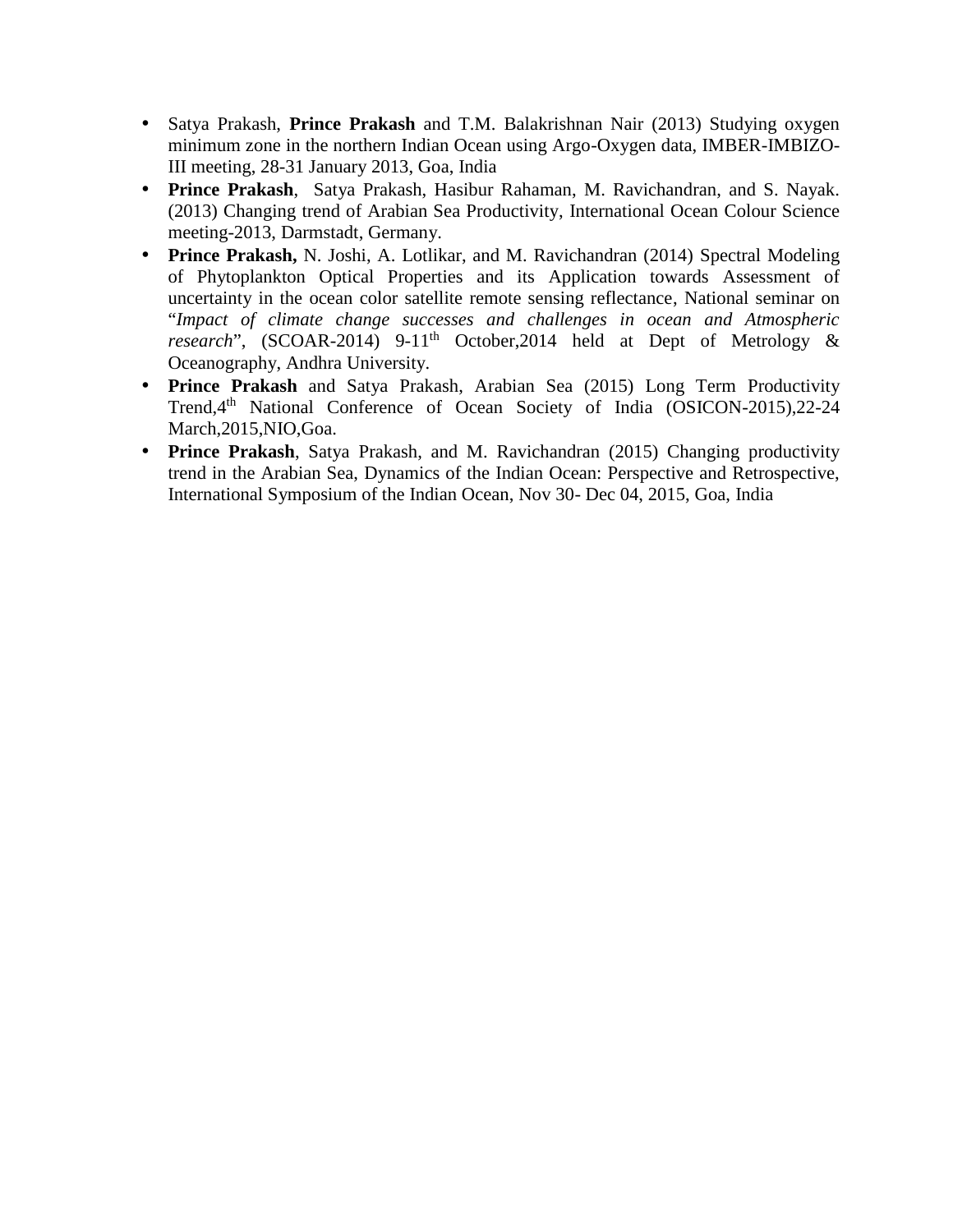- Satya Prakash, **Prince Prakash** and T.M. Balakrishnan Nair (2013) Studying oxygen minimum zone in the northern Indian Ocean using Argo-Oxygen data, IMBER-IMBIZO-III meeting, 28-31 January 2013, Goa, India
- **Prince Prakash**, Satya Prakash, Hasibur Rahaman, M. Ravichandran, and S. Nayak. (2013) Changing trend of Arabian Sea Productivity, International Ocean Colour Science meeting-2013, Darmstadt, Germany.
- **Prince Prakash,** N. Joshi, A. Lotlikar, and M. Ravichandran (2014) Spectral Modeling of Phytoplankton Optical Properties and its Application towards Assessment of uncertainty in the ocean color satellite remote sensing reflectance, National seminar on "*Impact of climate change successes and challenges in ocean and Atmospheric research*", (SCOAR-2014) 9-11th October,2014 held at Dept of Metrology & Oceanography, Andhra University.
- **Prince Prakash** and Satya Prakash, Arabian Sea (2015) Long Term Productivity Trend,4th National Conference of Ocean Society of India (OSICON-2015),22-24 March,2015,NIO,Goa.
- **Prince Prakash**, Satya Prakash, and M. Ravichandran (2015) Changing productivity trend in the Arabian Sea, Dynamics of the Indian Ocean: Perspective and Retrospective, International Symposium of the Indian Ocean, Nov 30- Dec 04, 2015, Goa, India